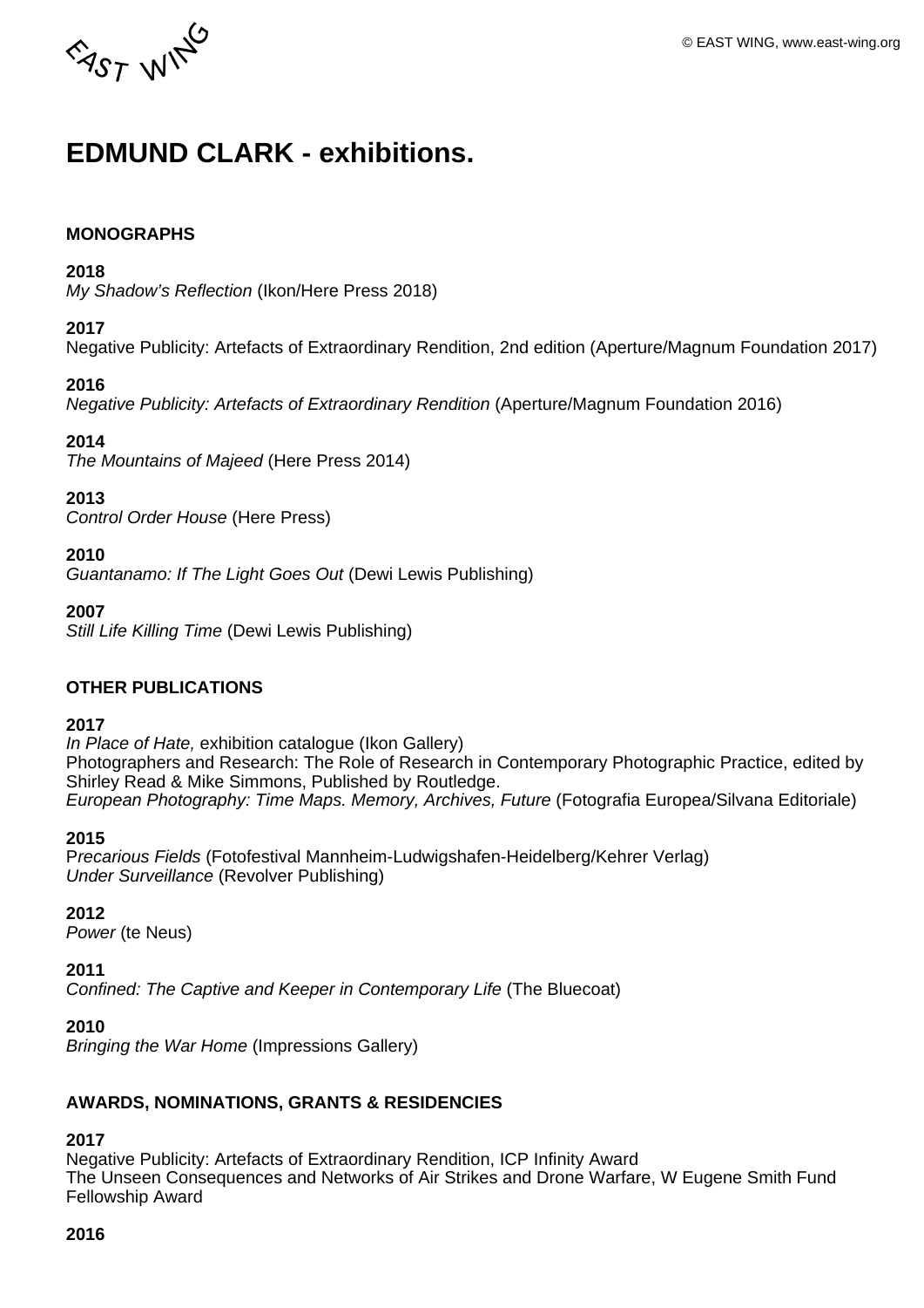EAST WING

© EAST WING, www.east-wing.org

# EDMUND CLARK - exhibitions.

### MONOGRAPHS

**2018**
*My Shadow's Reflection* (Ikon/Here Press 2018)

**2017**
Negative Publicity: Artefacts of Extraordinary Rendition, 2nd edition (Aperture/Magnum Foundation 2017)

**2016**
*Negative Publicity: Artefacts of Extraordinary Rendition* (Aperture/Magnum Foundation 2016)

**2014**
*The Mountains of Majeed* (Here Press 2014)

**2013**
*Control Order House* (Here Press)

**2010**
*Guantanamo: If The Light Goes Out* (Dewi Lewis Publishing)

**2007**
*Still Life Killing Time* (Dewi Lewis Publishing)

### OTHER PUBLICATIONS

**2017**
*In Place of Hate,* exhibition catalogue (Ikon Gallery)
Photographers and Research: The Role of Research in Contemporary Photographic Practice, edited by Shirley Read & Mike Simmons, Published by Routledge.
*European Photography: Time Maps. Memory, Archives, Future* (Fotografia Europea/Silvana Editoriale)

**2015**
P*recarious Fields* (Fotofestival Mannheim-Ludwigshafen-Heidelberg/Kehrer Verlag)
*Under Surveillance* (Revolver Publishing)

**2012**
*Power* (te Neus)

**2011**
*Confined: The Captive and Keeper in Contemporary Life* (The Bluecoat)

**2010**
*Bringing the War Home* (Impressions Gallery)

### AWARDS, NOMINATIONS, GRANTS & RESIDENCIES

**2017**
Negative Publicity: Artefacts of Extraordinary Rendition, ICP Infinity Award
The Unseen Consequences and Networks of Air Strikes and Drone Warfare, W Eugene Smith Fund Fellowship Award

**2016**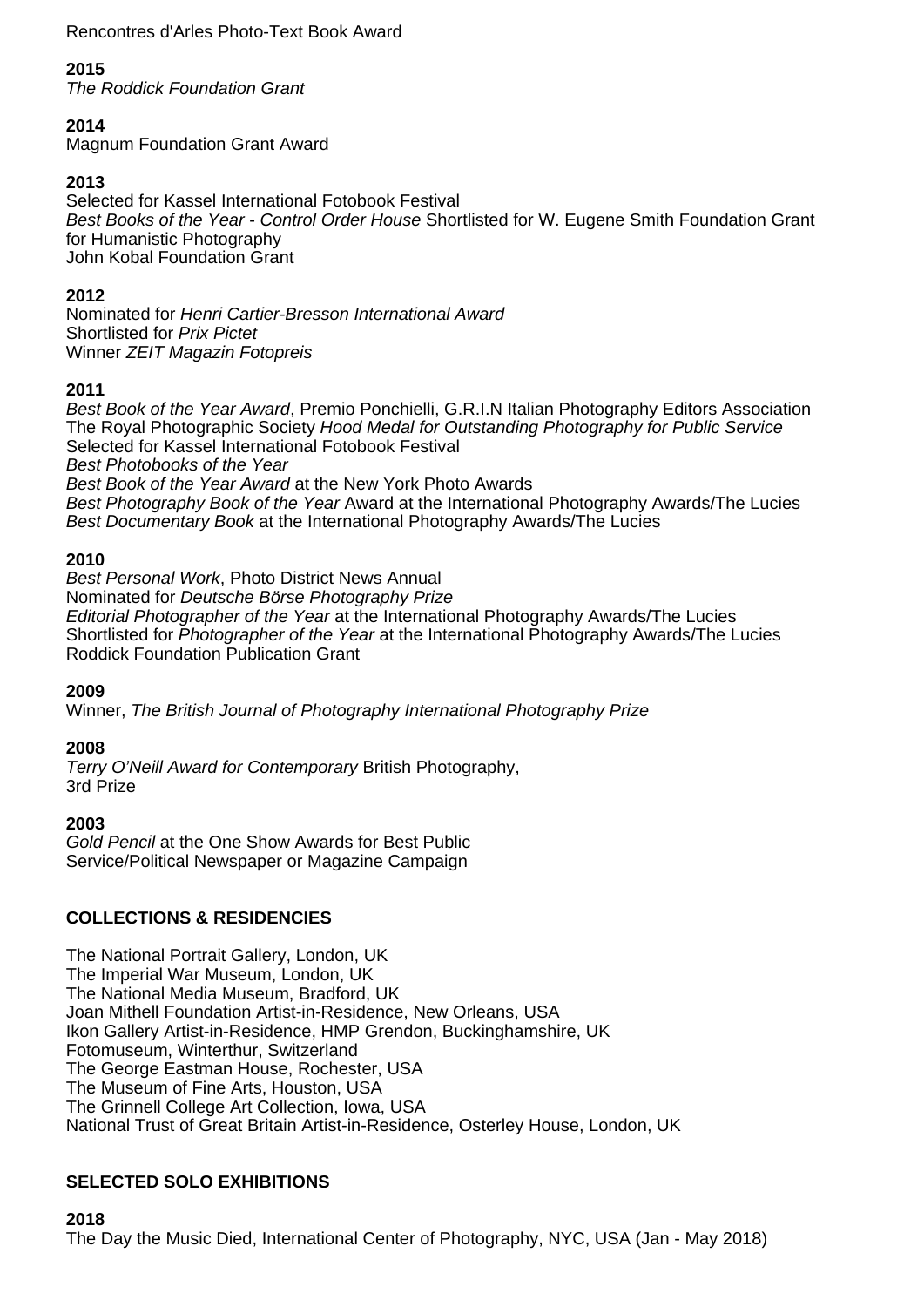Rencontres d'Arles Photo-Text Book Award

**2015**
*The Roddick Foundation Grant*

**2014**
Magnum Foundation Grant Award

**2013**
Selected for Kassel International Fotobook Festival
*Best Books of the Year - Control Order House* Shortlisted for W. Eugene Smith Foundation Grant for Humanistic Photography
John Kobal Foundation Grant

**2012**
Nominated for *Henri Cartier-Bresson International Award*
Shortlisted for *Prix Pictet*
Winner *ZEIT Magazin Fotopreis*

**2011**
*Best Book of the Year Award*, Premio Ponchielli, G.R.I.N Italian Photography Editors Association
The Royal Photographic Society *Hood Medal for Outstanding Photography for Public Service*
Selected for Kassel International Fotobook Festival
*Best Photobooks of the Year*
*Best Book of the Year Award* at the New York Photo Awards
*Best Photography Book of the Year* Award at the International Photography Awards/The Lucies
*Best Documentary Book* at the International Photography Awards/The Lucies

**2010**
*Best Personal Work*, Photo District News Annual
Nominated for *Deutsche Börse Photography Prize*
*Editorial Photographer of the Year* at the International Photography Awards/The Lucies
Shortlisted for *Photographer of the Year* at the International Photography Awards/The Lucies
Roddick Foundation Publication Grant

**2009**
Winner, *The British Journal of Photography International Photography Prize*

**2008**
*Terry O'Neill Award for Contemporary* British Photography,
3rd Prize

**2003**
*Gold Pencil* at the One Show Awards for Best Public Service/Political Newspaper or Magazine Campaign

## COLLECTIONS & RESIDENCIES

The National Portrait Gallery, London, UK
The Imperial War Museum, London, UK
The National Media Museum, Bradford, UK
Joan Mithell Foundation Artist-in-Residence, New Orleans, USA
Ikon Gallery Artist-in-Residence, HMP Grendon, Buckinghamshire, UK
Fotomuseum, Winterthur, Switzerland
The George Eastman House, Rochester, USA
The Museum of Fine Arts, Houston, USA
The Grinnell College Art Collection, Iowa, USA
National Trust of Great Britain Artist-in-Residence, Osterley House, London, UK

## SELECTED SOLO EXHIBITIONS

**2018**
The Day the Music Died, International Center of Photography, NYC, USA (Jan - May 2018)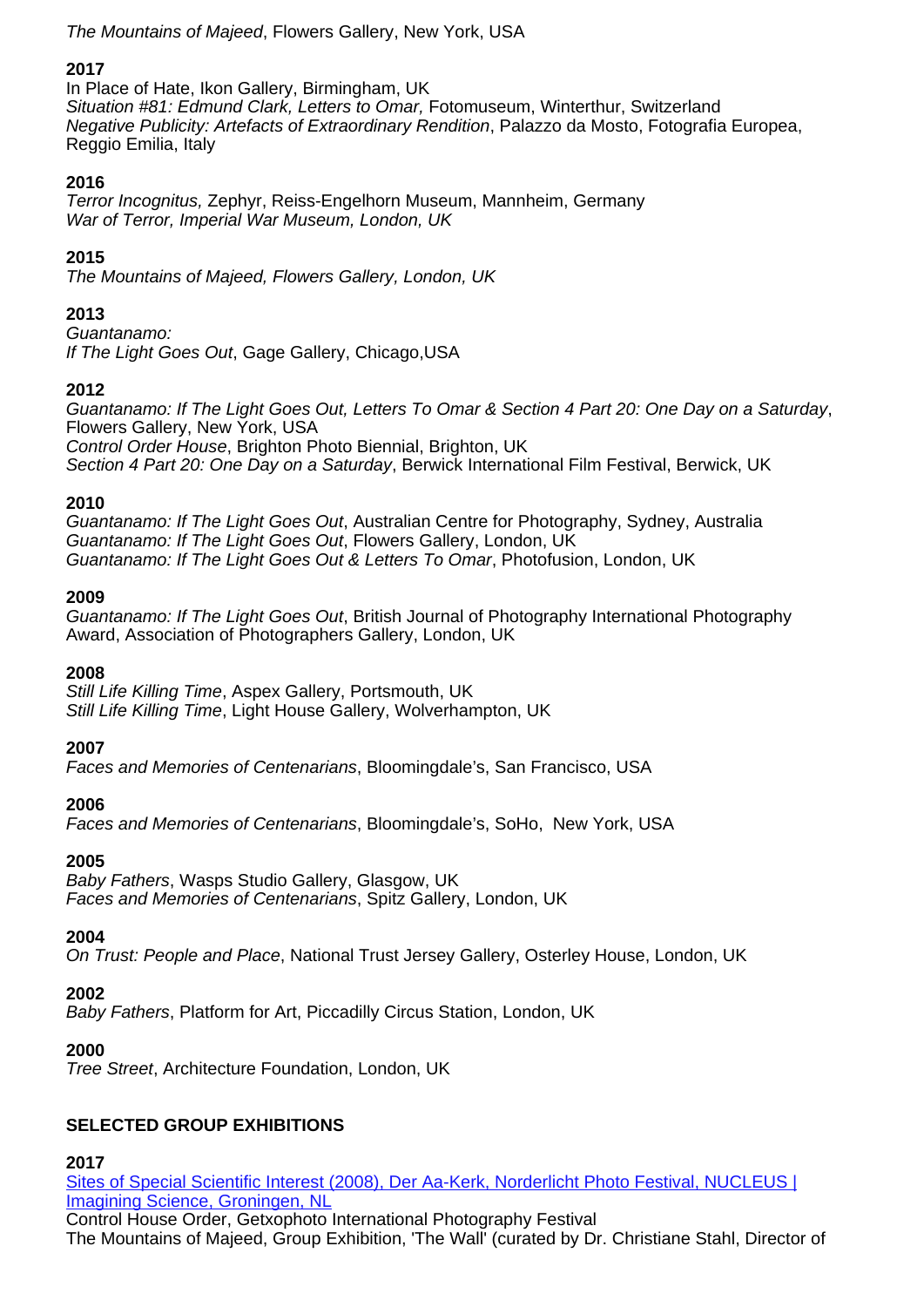*The Mountains of Majeed*, Flowers Gallery, New York, USA

**2017**
In Place of Hate, Ikon Gallery, Birmingham, UK
*Situation #81: Edmund Clark, Letters to Omar,* Fotomuseum, Winterthur, Switzerland
*Negative Publicity: Artefacts of Extraordinary Rendition*, Palazzo da Mosto, Fotografia Europea, Reggio Emilia, Italy

**2016**
*Terror Incognitus,* Zephyr, Reiss-Engelhorn Museum, Mannheim, Germany
*War of Terror, Imperial War Museum, London, UK*

**2015**
*The Mountains of Majeed, Flowers Gallery, London, UK*

**2013**
*Guantanamo:*
*If The Light Goes Out*, Gage Gallery, Chicago,USA

**2012**
*Guantanamo: If The Light Goes Out, Letters To Omar & Section 4 Part 20: One Day on a Saturday*, Flowers Gallery, New York, USA
*Control Order House*, Brighton Photo Biennial, Brighton, UK
*Section 4 Part 20: One Day on a Saturday*, Berwick International Film Festival, Berwick, UK

**2010**
*Guantanamo: If The Light Goes Out*, Australian Centre for Photography, Sydney, Australia
*Guantanamo: If The Light Goes Out*, Flowers Gallery, London, UK
*Guantanamo: If The Light Goes Out & Letters To Omar*, Photofusion, London, UK

**2009**
*Guantanamo: If The Light Goes Out*, British Journal of Photography International Photography Award, Association of Photographers Gallery, London, UK

**2008**
*Still Life Killing Time*, Aspex Gallery, Portsmouth, UK
*Still Life Killing Time*, Light House Gallery, Wolverhampton, UK

**2007**
*Faces and Memories of Centenarians*, Bloomingdale's, San Francisco, USA

**2006**
*Faces and Memories of Centenarians*, Bloomingdale's, SoHo, New York, USA

**2005**
*Baby Fathers*, Wasps Studio Gallery, Glasgow, UK
*Faces and Memories of Centenarians*, Spitz Gallery, London, UK

**2004**
*On Trust: People and Place*, National Trust Jersey Gallery, Osterley House, London, UK

**2002**
*Baby Fathers*, Platform for Art, Piccadilly Circus Station, London, UK

**2000**
*Tree Street*, Architecture Foundation, London, UK

## SELECTED GROUP EXHIBITIONS

**2017**
Sites of Special Scientific Interest (2008), Der Aa-Kerk, Norderlicht Photo Festival, NUCLEUS | Imagining Science, Groningen, NL
Control House Order, Getxophoto International Photography Festival
The Mountains of Majeed, Group Exhibition, 'The Wall' (curated by Dr. Christiane Stahl, Director of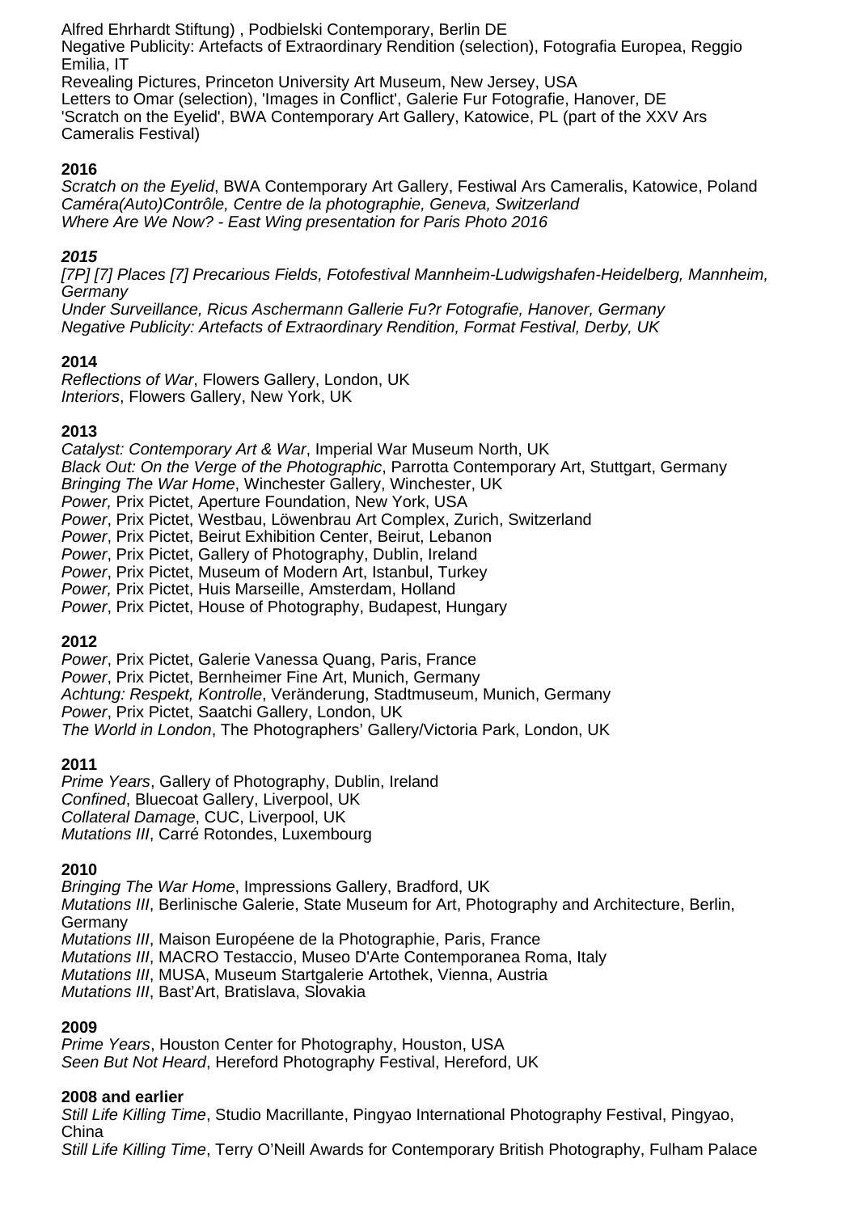Alfred Ehrhardt Stiftung) , Podbielski Contemporary, Berlin DE
Negative Publicity: Artefacts of Extraordinary Rendition (selection), Fotografia Europea, Reggio Emilia, IT
Revealing Pictures, Princeton University Art Museum, New Jersey, USA
Letters to Omar (selection), 'Images in Conflict', Galerie Fur Fotografie, Hanover, DE
'Scratch on the Eyelid', BWA Contemporary Art Gallery, Katowice, PL (part of the XXV Ars Cameralis Festival)

**2016**

*Scratch on the Eyelid*, BWA Contemporary Art Gallery, Festiwal Ars Cameralis, Katowice, Poland
*Caméra(Auto)Contrôle, Centre de la photographie, Geneva, Switzerland*
*Where Are We Now? - East Wing presentation for Paris Photo 2016*

***2015***

*[7P] [7] Places [7] Precarious Fields, Fotofestival Mannheim-Ludwigshafen-Heidelberg, Mannheim, Germany*
*Under Surveillance, Ricus Aschermann Gallerie Fu?r Fotografie, Hanover, Germany*
*Negative Publicity: Artefacts of Extraordinary Rendition, Format Festival, Derby, UK*

**2014**

*Reflections of War*, Flowers Gallery, London, UK
*Interiors*, Flowers Gallery, New York, UK

**2013**

*Catalyst: Contemporary Art & War*, Imperial War Museum North, UK
*Black Out: On the Verge of the Photographic*, Parrotta Contemporary Art, Stuttgart, Germany
*Bringing The War Home*, Winchester Gallery, Winchester, UK
*Power,* Prix Pictet, Aperture Foundation, New York, USA
*Power*, Prix Pictet, Westbau, Löwenbrau Art Complex, Zurich, Switzerland
*Power*, Prix Pictet, Beirut Exhibition Center, Beirut, Lebanon
*Power*, Prix Pictet, Gallery of Photography, Dublin, Ireland
*Power*, Prix Pictet, Museum of Modern Art, Istanbul, Turkey
*Power,* Prix Pictet, Huis Marseille, Amsterdam, Holland
*Power*, Prix Pictet, House of Photography, Budapest, Hungary

**2012**

*Power*, Prix Pictet, Galerie Vanessa Quang, Paris, France
*Power*, Prix Pictet, Bernheimer Fine Art, Munich, Germany
*Achtung: Respekt, Kontrolle*, Veränderung, Stadtmuseum, Munich, Germany
*Power*, Prix Pictet, Saatchi Gallery, London, UK
*The World in London*, The Photographers' Gallery/Victoria Park, London, UK

**2011**

*Prime Years*, Gallery of Photography, Dublin, Ireland
*Confined*, Bluecoat Gallery, Liverpool, UK
*Collateral Damage*, CUC, Liverpool, UK
*Mutations III*, Carré Rotondes, Luxembourg

**2010**

*Bringing The War Home*, Impressions Gallery, Bradford, UK
*Mutations III*, Berlinische Galerie, State Museum for Art, Photography and Architecture, Berlin, Germany
*Mutations III*, Maison Européene de la Photographie, Paris, France
*Mutations III*, MACRO Testaccio, Museo D'Arte Contemporanea Roma, Italy
*Mutations III*, MUSA, Museum Startgalerie Artothek, Vienna, Austria
*Mutations III*, Bast'Art, Bratislava, Slovakia

**2009**

*Prime Years*, Houston Center for Photography, Houston, USA
*Seen But Not Heard*, Hereford Photography Festival, Hereford, UK

**2008 and earlier**

*Still Life Killing Time*, Studio Macrillante, Pingyao International Photography Festival, Pingyao, China
*Still Life Killing Time*, Terry O'Neill Awards for Contemporary British Photography, Fulham Palace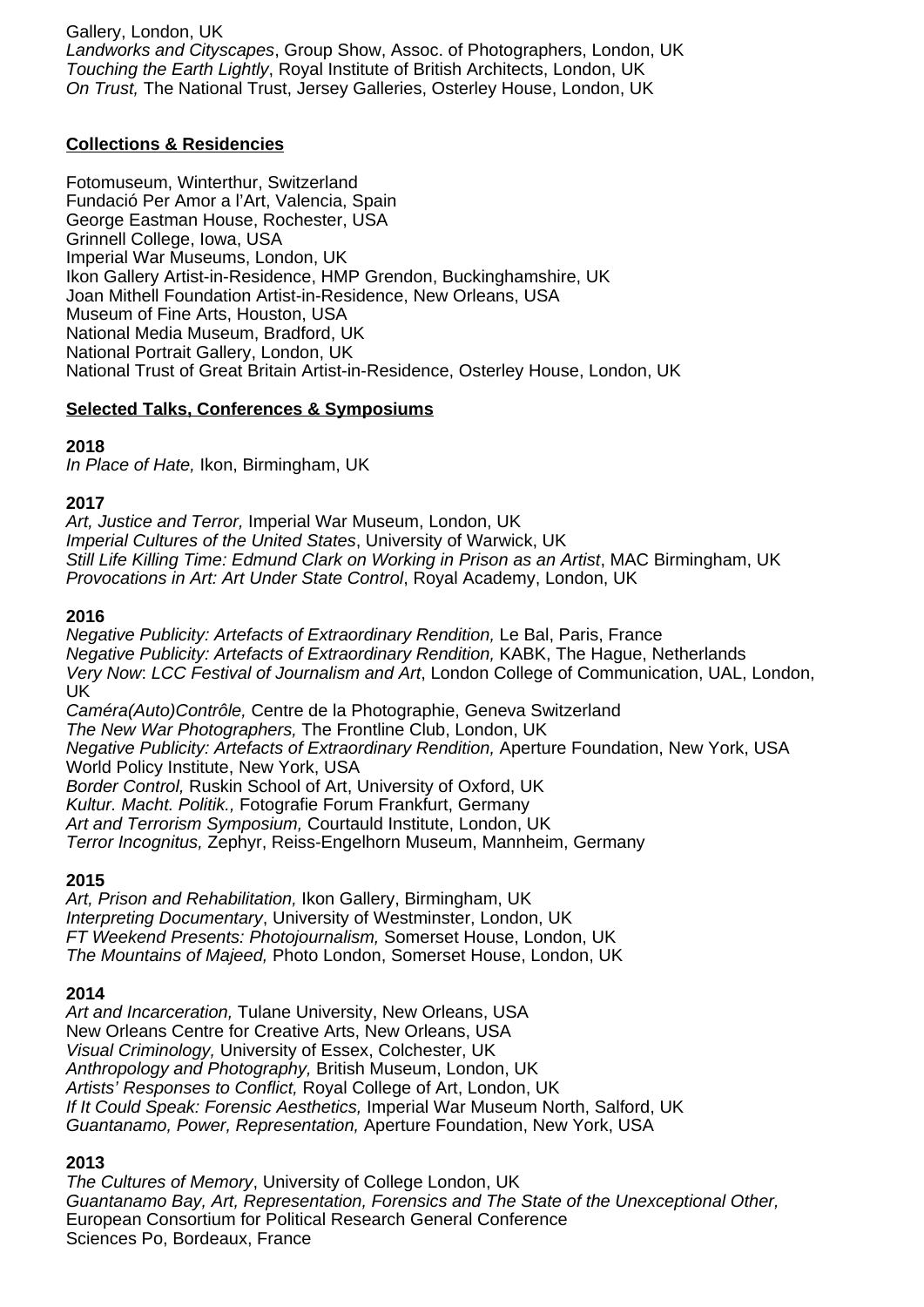Gallery, London, UK
*Landworks and Cityscapes*, Group Show, Assoc. of Photographers, London, UK
*Touching the Earth Lightly*, Royal Institute of British Architects, London, UK
*On Trust,* The National Trust, Jersey Galleries, Osterley House, London, UK

## Collections & Residencies

Fotomuseum, Winterthur, Switzerland
Fundació Per Amor a l'Art, Valencia, Spain
George Eastman House, Rochester, USA
Grinnell College, Iowa, USA
Imperial War Museums, London, UK
Ikon Gallery Artist-in-Residence, HMP Grendon, Buckinghamshire, UK
Joan Mithell Foundation Artist-in-Residence, New Orleans, USA
Museum of Fine Arts, Houston, USA
National Media Museum, Bradford, UK
National Portrait Gallery, London, UK
National Trust of Great Britain Artist-in-Residence, Osterley House, London, UK

## Selected Talks, Conferences & Symposiums

**2018**
*In Place of Hate,* Ikon, Birmingham, UK

**2017**
*Art, Justice and Terror,* Imperial War Museum, London, UK
*Imperial Cultures of the United States*, University of Warwick, UK
*Still Life Killing Time: Edmund Clark on Working in Prison as an Artist*, MAC Birmingham, UK
*Provocations in Art: Art Under State Control*, Royal Academy, London, UK

**2016**
*Negative Publicity: Artefacts of Extraordinary Rendition,* Le Bal, Paris, France
*Negative Publicity: Artefacts of Extraordinary Rendition,* KABK, The Hague, Netherlands
*Very Now*: *LCC Festival of Journalism and Art*, London College of Communication, UAL, London, UK
*Caméra(Auto)Contrôle,* Centre de la Photographie, Geneva Switzerland
*The New War Photographers,* The Frontline Club, London, UK
*Negative Publicity: Artefacts of Extraordinary Rendition,* Aperture Foundation, New York, USA
World Policy Institute, New York, USA
*Border Control,* Ruskin School of Art, University of Oxford, UK
*Kultur. Macht. Politik.,* Fotografie Forum Frankfurt, Germany
*Art and Terrorism Symposium,* Courtauld Institute, London, UK
*Terror Incognitus,* Zephyr, Reiss-Engelhorn Museum, Mannheim, Germany

**2015**
*Art, Prison and Rehabilitation,* Ikon Gallery, Birmingham, UK
*Interpreting Documentary*, University of Westminster, London, UK
*FT Weekend Presents: Photojournalism,* Somerset House, London, UK
*The Mountains of Majeed,* Photo London, Somerset House, London, UK

**2014**
*Art and Incarceration,* Tulane University, New Orleans, USA
New Orleans Centre for Creative Arts, New Orleans, USA
*Visual Criminology,* University of Essex, Colchester, UK
*Anthropology and Photography,* British Museum, London, UK
*Artists' Responses to Conflict,* Royal College of Art, London, UK
*If It Could Speak: Forensic Aesthetics,* Imperial War Museum North, Salford, UK
*Guantanamo, Power, Representation,* Aperture Foundation, New York, USA

**2013**
*The Cultures of Memory*, University of College London, UK
*Guantanamo Bay, Art, Representation, Forensics and The State of the Unexceptional Other,*
European Consortium for Political Research General Conference
Sciences Po, Bordeaux, France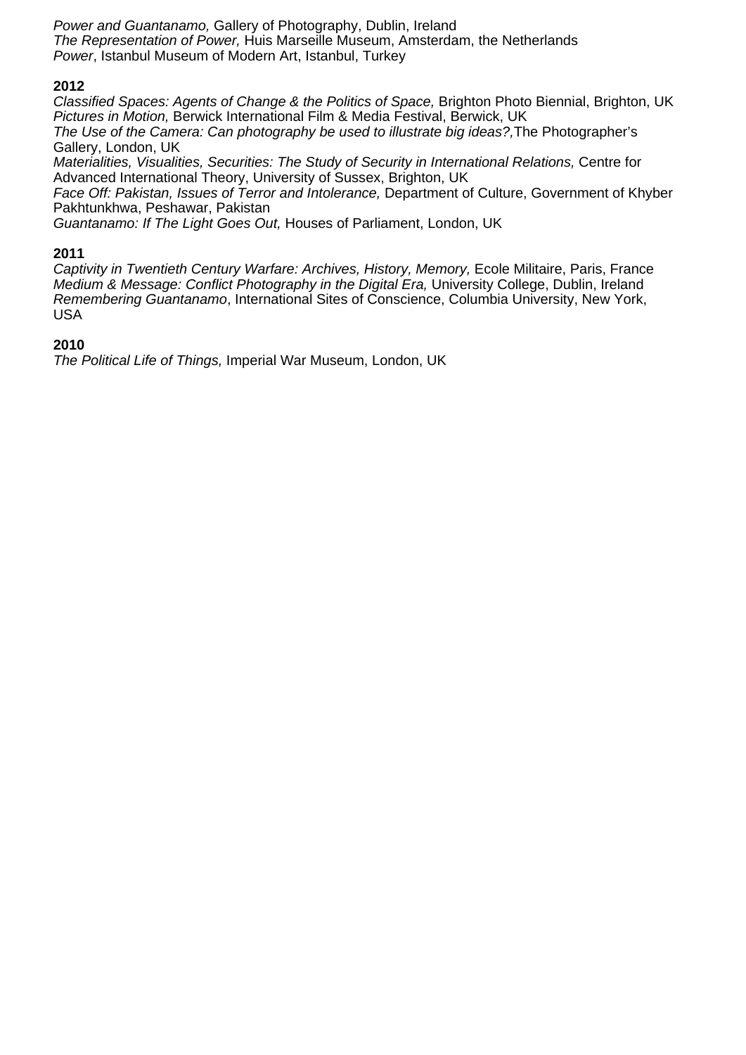*Power and Guantanamo,* Gallery of Photography, Dublin, Ireland
*The Representation of Power,* Huis Marseille Museum, Amsterdam, the Netherlands
*Power*, Istanbul Museum of Modern Art, Istanbul, Turkey

**2012**

*Classified Spaces: Agents of Change & the Politics of Space,* Brighton Photo Biennial, Brighton, UK
*Pictures in Motion,* Berwick International Film & Media Festival, Berwick, UK
*The Use of the Camera: Can photography be used to illustrate big ideas?,* The Photographer's Gallery, London, UK
*Materialities, Visualities, Securities: The Study of Security in International Relations,* Centre for Advanced International Theory, University of Sussex, Brighton, UK
*Face Off: Pakistan, Issues of Terror and Intolerance,* Department of Culture, Government of Khyber Pakhtunkhwa, Peshawar, Pakistan
*Guantanamo: If The Light Goes Out,* Houses of Parliament, London, UK

**2011**

*Captivity in Twentieth Century Warfare: Archives, History, Memory,* Ecole Militaire, Paris, France
*Medium & Message: Conflict Photography in the Digital Era,* University College, Dublin, Ireland
*Remembering Guantanamo*, International Sites of Conscience, Columbia University, New York, USA

**2010**

*The Political Life of Things,* Imperial War Museum, London, UK